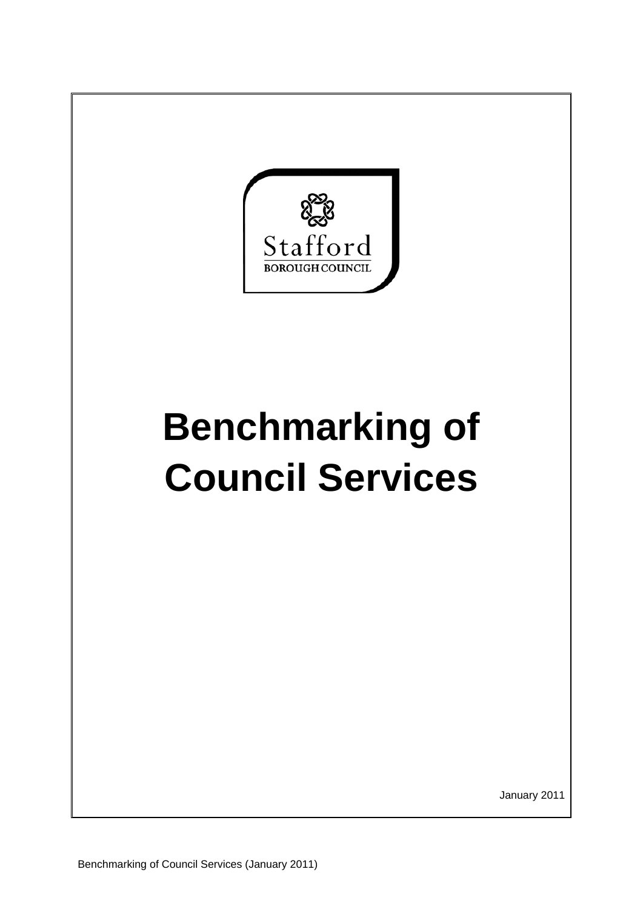Stafford
BOROUGH COUNCIL

# Benchmarking of Council Services

January 2011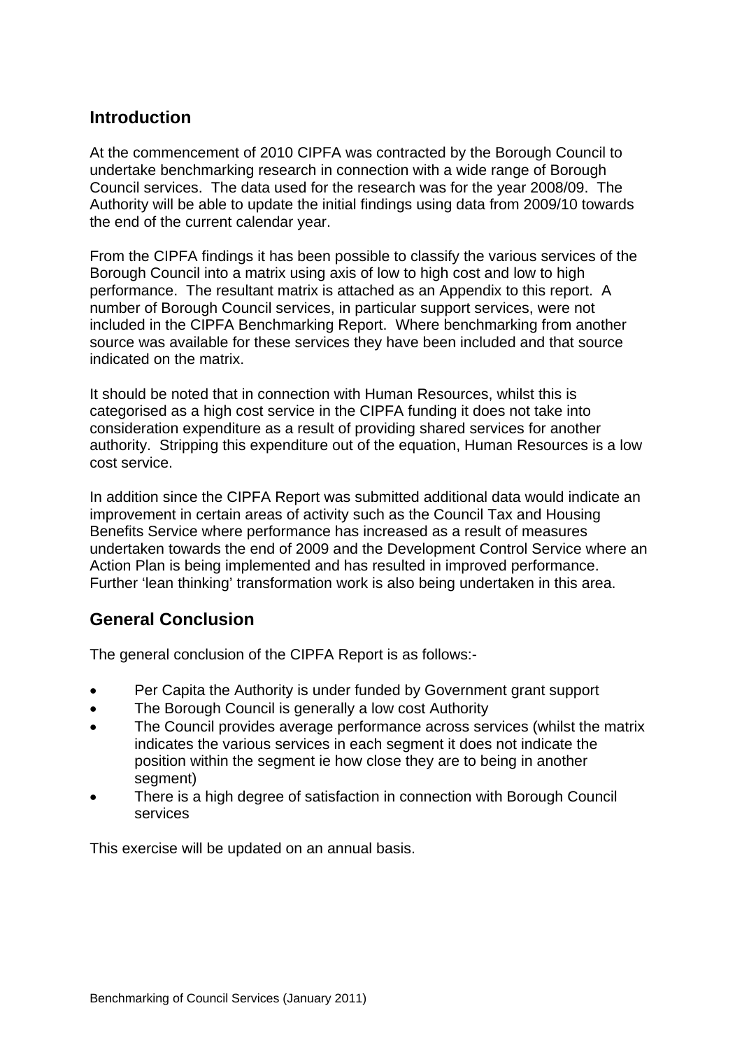## Introduction

At the commencement of 2010 CIPFA was contracted by the Borough Council to undertake benchmarking research in connection with a wide range of Borough Council services. The data used for the research was for the year 2008/09. The Authority will be able to update the initial findings using data from 2009/10 towards the end of the current calendar year.

From the CIPFA findings it has been possible to classify the various services of the Borough Council into a matrix using axis of low to high cost and low to high performance. The resultant matrix is attached as an Appendix to this report. A number of Borough Council services, in particular support services, were not included in the CIPFA Benchmarking Report. Where benchmarking from another source was available for these services they have been included and that source indicated on the matrix.

It should be noted that in connection with Human Resources, whilst this is categorised as a high cost service in the CIPFA funding it does not take into consideration expenditure as a result of providing shared services for another authority. Stripping this expenditure out of the equation, Human Resources is a low cost service.

In addition since the CIPFA Report was submitted additional data would indicate an improvement in certain areas of activity such as the Council Tax and Housing Benefits Service where performance has increased as a result of measures undertaken towards the end of 2009 and the Development Control Service where an Action Plan is being implemented and has resulted in improved performance. Further 'lean thinking' transformation work is also being undertaken in this area.

## General Conclusion

The general conclusion of the CIPFA Report is as follows:-

- Per Capita the Authority is under funded by Government grant support
- The Borough Council is generally a low cost Authority
- The Council provides average performance across services (whilst the matrix indicates the various services in each segment it does not indicate the position within the segment ie how close they are to being in another segment)
- There is a high degree of satisfaction in connection with Borough Council services

This exercise will be updated on an annual basis.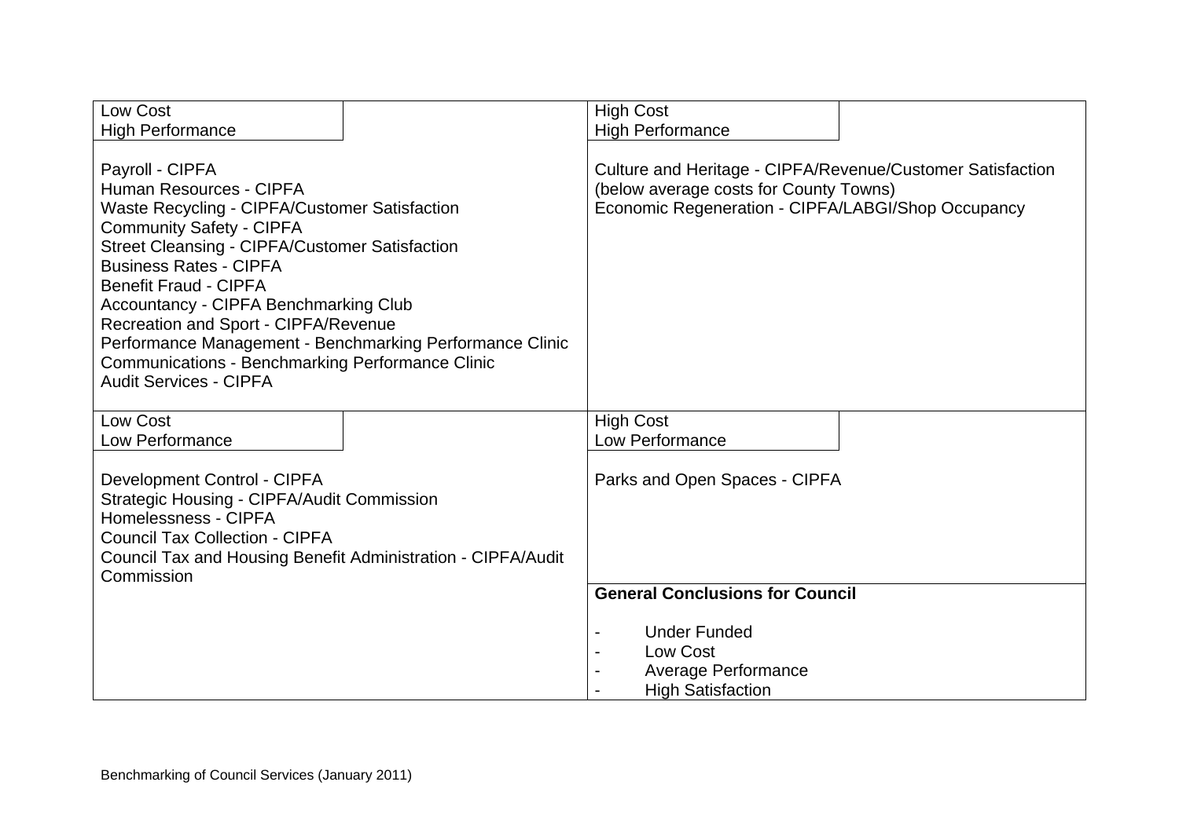| Low Cost / High Performance | High Cost / High Performance |
|---|---|
| Payroll - CIPFA<br>Human Resources - CIPFA<br>Waste Recycling - CIPFA/Customer Satisfaction<br>Community Safety - CIPFA<br>Street Cleansing - CIPFA/Customer Satisfaction<br>Business Rates - CIPFA<br>Benefit Fraud - CIPFA<br>Accountancy - CIPFA Benchmarking Club<br>Recreation and Sport - CIPFA/Revenue<br>Performance Management - Benchmarking Performance Clinic<br>Communications - Benchmarking Performance Clinic<br>Audit Services - CIPFA | Culture and Heritage - CIPFA/Revenue/Customer Satisfaction (below average costs for County Towns)<br>Economic Regeneration - CIPFA/LABGI/Shop Occupancy |
| **Low Cost / Low Performance** | **High Cost / Low Performance** |
| Development Control - CIPFA<br>Strategic Housing - CIPFA/Audit Commission<br>Homelessness - CIPFA<br>Council Tax Collection - CIPFA<br>Council Tax and Housing Benefit Administration - CIPFA/Audit Commission | Parks and Open Spaces - CIPFA |
| | **General Conclusions for Council**<br>- Under Funded<br>- Low Cost<br>- Average Performance<br>- High Satisfaction |

Benchmarking of Council Services (January 2011)